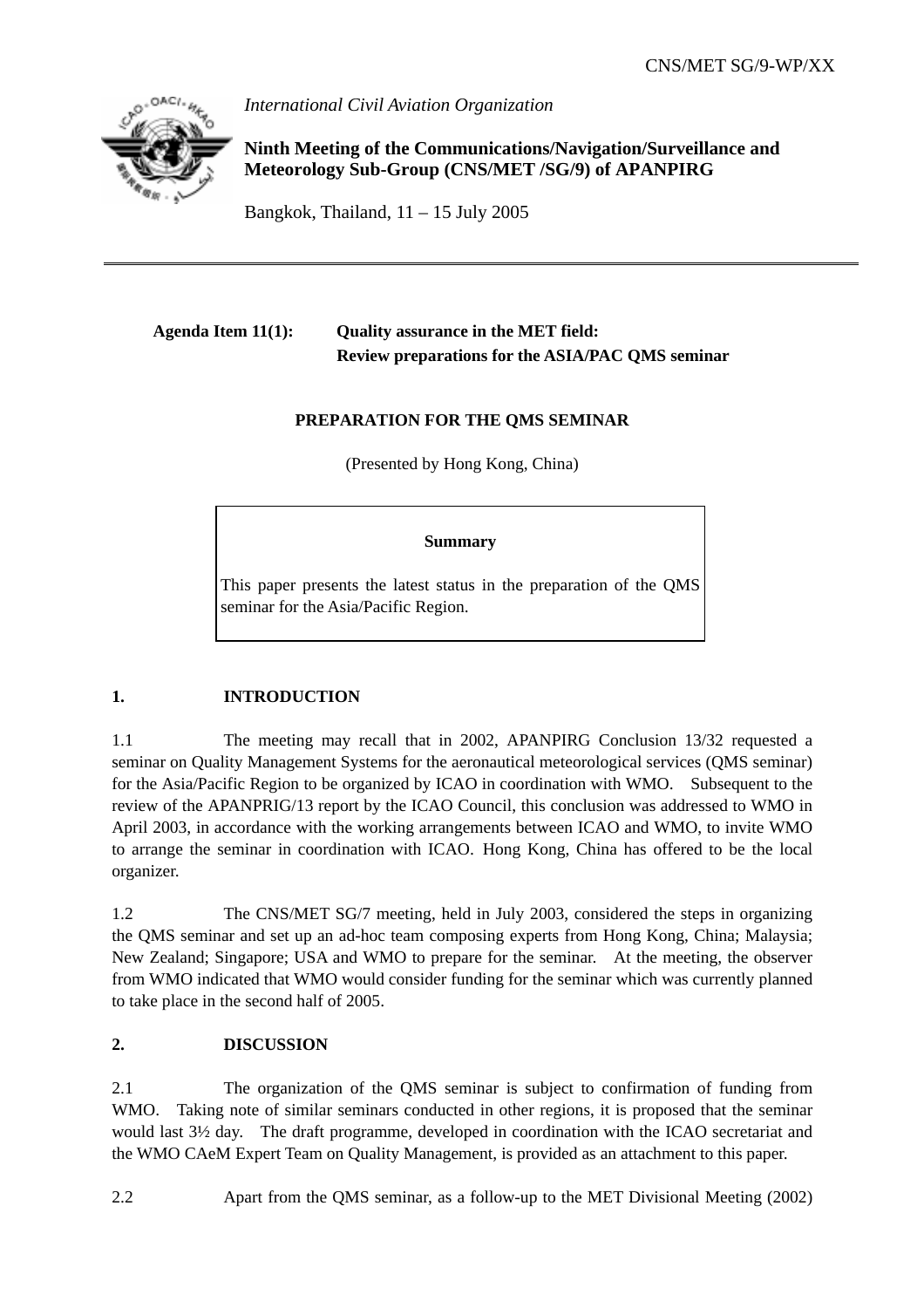CNS/MET SG/9-WP/XX

*International Civil Aviation Organization*

**Ninth Meeting of the Communications/Navigation/Surveillance and Meteorology Sub-Group (CNS/MET /SG/9) of APANPIRG**

Bangkok, Thailand, 11 – 15 July 2005

---

**Agenda Item 11(1):** **Quality assurance in the MET field: Review preparations for the ASIA/PAC QMS seminar**

**PREPARATION FOR THE QMS SEMINAR**

(Presented by Hong Kong, China)

| **Summary** |
|---|
| This paper presents the latest status in the preparation of the QMS seminar for the Asia/Pacific Region. |

## 1. INTRODUCTION

1.1 The meeting may recall that in 2002, APANPIRG Conclusion 13/32 requested a seminar on Quality Management Systems for the aeronautical meteorological services (QMS seminar) for the Asia/Pacific Region to be organized by ICAO in coordination with WMO. Subsequent to the review of the APANPRIG/13 report by the ICAO Council, this conclusion was addressed to WMO in April 2003, in accordance with the working arrangements between ICAO and WMO, to invite WMO to arrange the seminar in coordination with ICAO. Hong Kong, China has offered to be the local organizer.

1.2 The CNS/MET SG/7 meeting, held in July 2003, considered the steps in organizing the QMS seminar and set up an ad-hoc team composing experts from Hong Kong, China; Malaysia; New Zealand; Singapore; USA and WMO to prepare for the seminar. At the meeting, the observer from WMO indicated that WMO would consider funding for the seminar which was currently planned to take place in the second half of 2005.

## 2. DISCUSSION

2.1 The organization of the QMS seminar is subject to confirmation of funding from WMO. Taking note of similar seminars conducted in other regions, it is proposed that the seminar would last 3½ day. The draft programme, developed in coordination with the ICAO secretariat and the WMO CAeM Expert Team on Quality Management, is provided as an attachment to this paper.

2.2 Apart from the QMS seminar, as a follow-up to the MET Divisional Meeting (2002)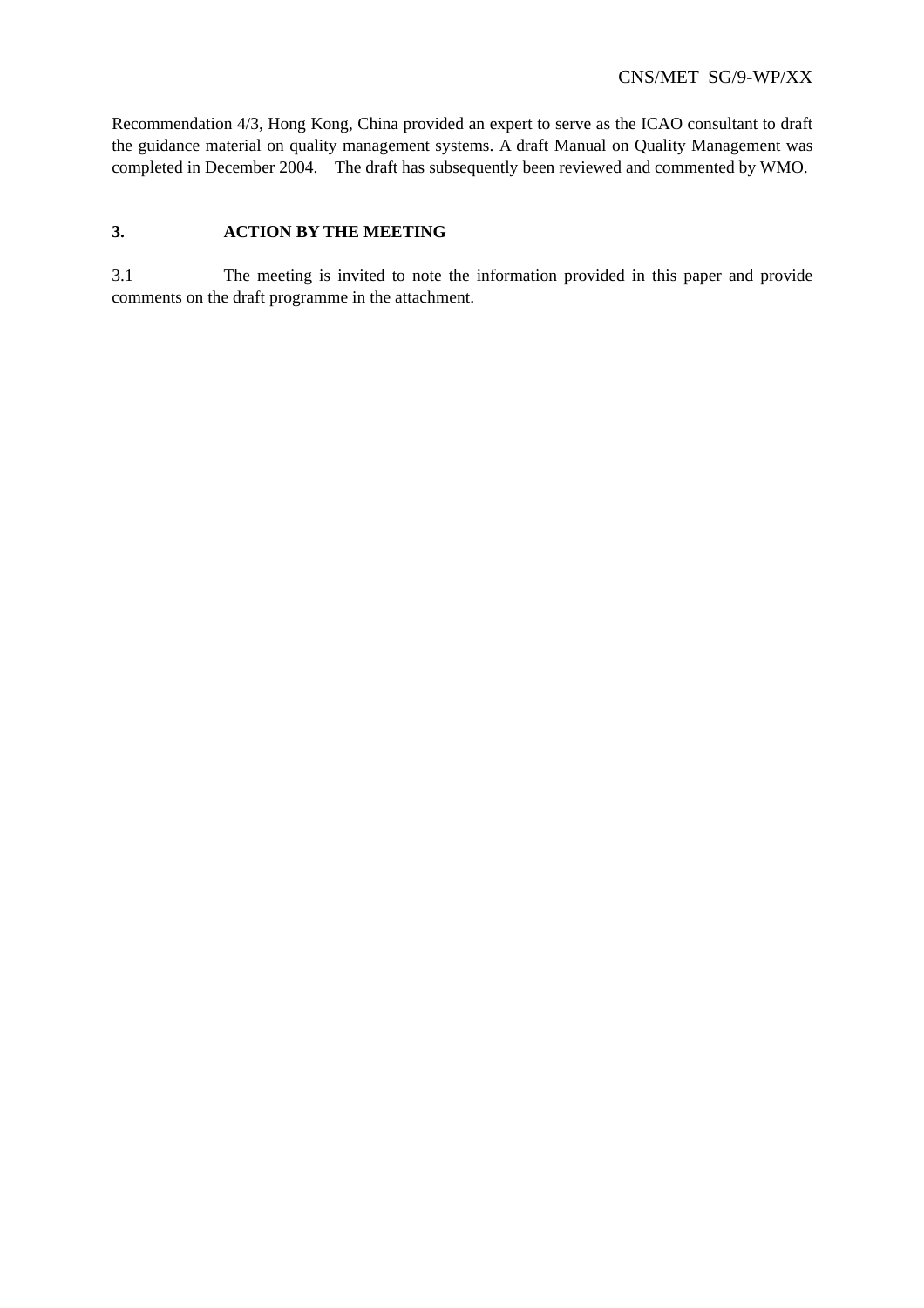Recommendation 4/3, Hong Kong, China provided an expert to serve as the ICAO consultant to draft the guidance material on quality management systems. A draft Manual on Quality Management was completed in December 2004. The draft has subsequently been reviewed and commented by WMO.

**3. ACTION BY THE MEETING**

3.1 The meeting is invited to note the information provided in this paper and provide comments on the draft programme in the attachment.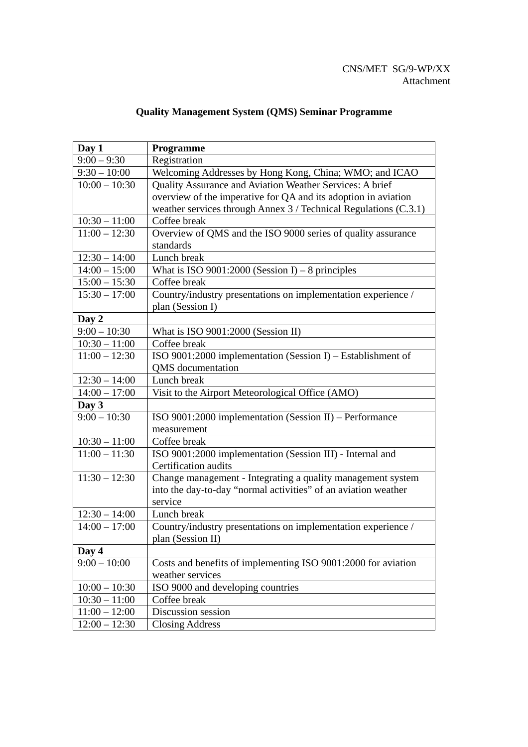CNS/MET SG/9-WP/XX
Attachment

## Quality Management System (QMS) Seminar Programme

| **Day 1** | **Programme** |
|---|---|
| 9:00 – 9:30 | Registration |
| 9:30 – 10:00 | Welcoming Addresses by Hong Kong, China; WMO; and ICAO |
| 10:00 – 10:30 | Quality Assurance and Aviation Weather Services: A brief overview of the imperative for QA and its adoption in aviation weather services through Annex 3 / Technical Regulations (C.3.1) |
| 10:30 – 11:00 | Coffee break |
| 11:00 – 12:30 | Overview of QMS and the ISO 9000 series of quality assurance standards |
| 12:30 – 14:00 | Lunch break |
| 14:00 – 15:00 | What is ISO 9001:2000 (Session I) – 8 principles |
| 15:00 – 15:30 | Coffee break |
| 15:30 – 17:00 | Country/industry presentations on implementation experience / plan (Session I) |
| **Day 2** | |
| 9:00 – 10:30 | What is ISO 9001:2000 (Session II) |
| 10:30 – 11:00 | Coffee break |
| 11:00 – 12:30 | ISO 9001:2000 implementation (Session I) – Establishment of QMS documentation |
| 12:30 – 14:00 | Lunch break |
| 14:00 – 17:00 | Visit to the Airport Meteorological Office (AMO) |
| **Day 3** | |
| 9:00 – 10:30 | ISO 9001:2000 implementation (Session II) – Performance measurement |
| 10:30 – 11:00 | Coffee break |
| 11:00 – 11:30 | ISO 9001:2000 implementation (Session III) - Internal and Certification audits |
| 11:30 – 12:30 | Change management - Integrating a quality management system into the day-to-day “normal activities” of an aviation weather service |
| 12:30 – 14:00 | Lunch break |
| 14:00 – 17:00 | Country/industry presentations on implementation experience / plan (Session II) |
| **Day 4** | |
| 9:00 – 10:00 | Costs and benefits of implementing ISO 9001:2000 for aviation weather services |
| 10:00 – 10:30 | ISO 9000 and developing countries |
| 10:30 – 11:00 | Coffee break |
| 11:00 – 12:00 | Discussion session |
| 12:00 – 12:30 | Closing Address |